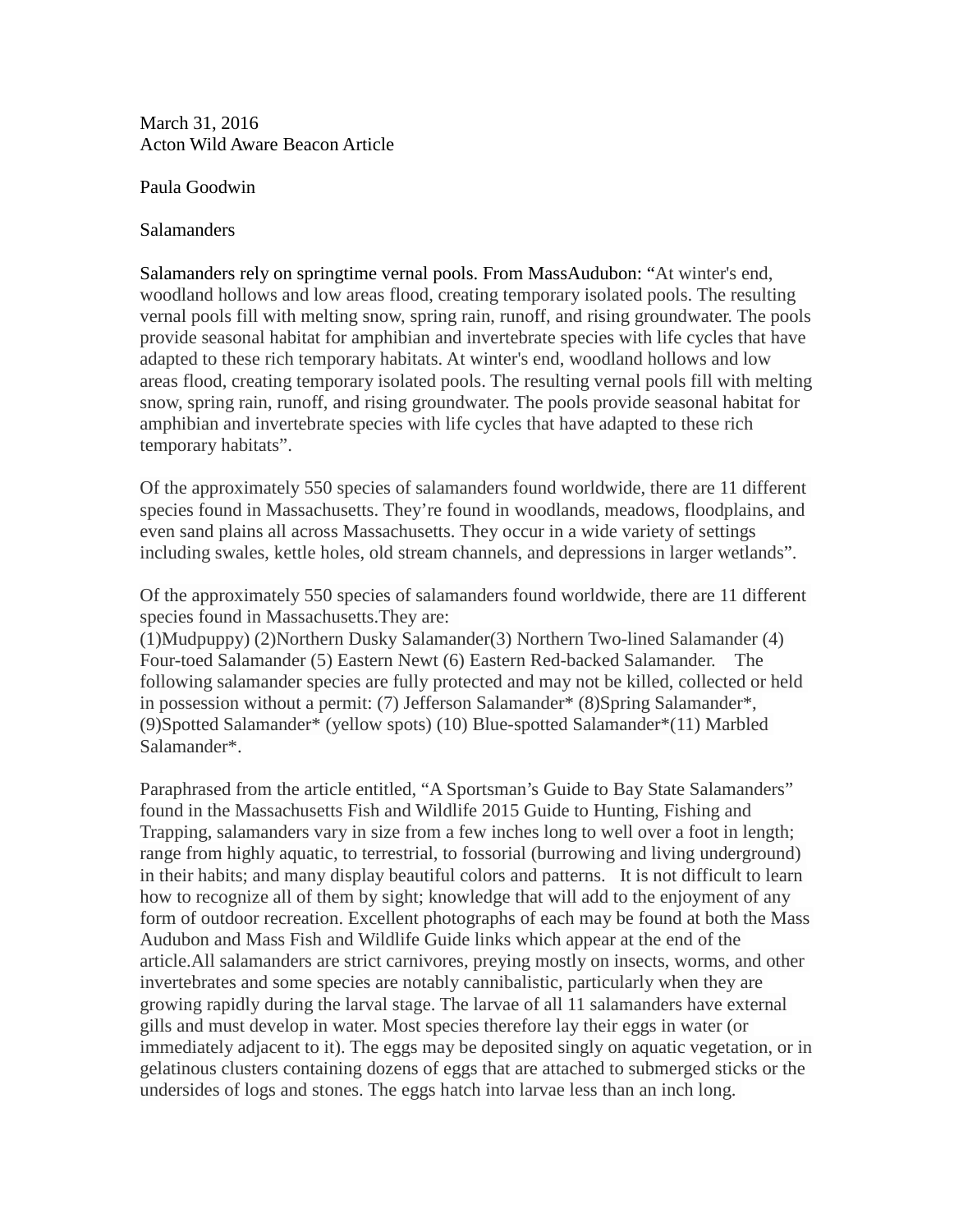March 31, 2016
Acton Wild Aware Beacon Article

Paula Goodwin

Salamanders

Salamanders rely on springtime vernal pools. From MassAudubon: "At winter's end, woodland hollows and low areas flood, creating temporary isolated pools. The resulting vernal pools fill with melting snow, spring rain, runoff, and rising groundwater. The pools provide seasonal habitat for amphibian and invertebrate species with life cycles that have adapted to these rich temporary habitats. At winter's end, woodland hollows and low areas flood, creating temporary isolated pools. The resulting vernal pools fill with melting snow, spring rain, runoff, and rising groundwater. The pools provide seasonal habitat for amphibian and invertebrate species with life cycles that have adapted to these rich temporary habitats".

Of the approximately 550 species of salamanders found worldwide, there are 11 different species found in Massachusetts. They're found in woodlands, meadows, floodplains, and even sand plains all across Massachusetts. They occur in a wide variety of settings including swales, kettle holes, old stream channels, and depressions in larger wetlands".

Of the approximately 550 species of salamanders found worldwide, there are 11 different species found in Massachusetts.They are:
(1)Mudpuppy) (2)Northern Dusky Salamander(3) Northern Two-lined Salamander (4) Four-toed Salamander (5) Eastern Newt (6) Eastern Red-backed Salamander. The following salamander species are fully protected and may not be killed, collected or held in possession without a permit: (7) Jefferson Salamander* (8)Spring Salamander*, (9)Spotted Salamander* (yellow spots) (10) Blue-spotted Salamander*(11) Marbled Salamander*.

Paraphrased from the article entitled, "A Sportsman's Guide to Bay State Salamanders" found in the Massachusetts Fish and Wildlife 2015 Guide to Hunting, Fishing and Trapping, salamanders vary in size from a few inches long to well over a foot in length; range from highly aquatic, to terrestrial, to fossorial (burrowing and living underground) in their habits; and many display beautiful colors and patterns. It is not difficult to learn how to recognize all of them by sight; knowledge that will add to the enjoyment of any form of outdoor recreation. Excellent photographs of each may be found at both the Mass Audubon and Mass Fish and Wildlife Guide links which appear at the end of the article.All salamanders are strict carnivores, preying mostly on insects, worms, and other invertebrates and some species are notably cannibalistic, particularly when they are growing rapidly during the larval stage. The larvae of all 11 salamanders have external gills and must develop in water. Most species therefore lay their eggs in water (or immediately adjacent to it). The eggs may be deposited singly on aquatic vegetation, or in gelatinous clusters containing dozens of eggs that are attached to submerged sticks or the undersides of logs and stones. The eggs hatch into larvae less than an inch long.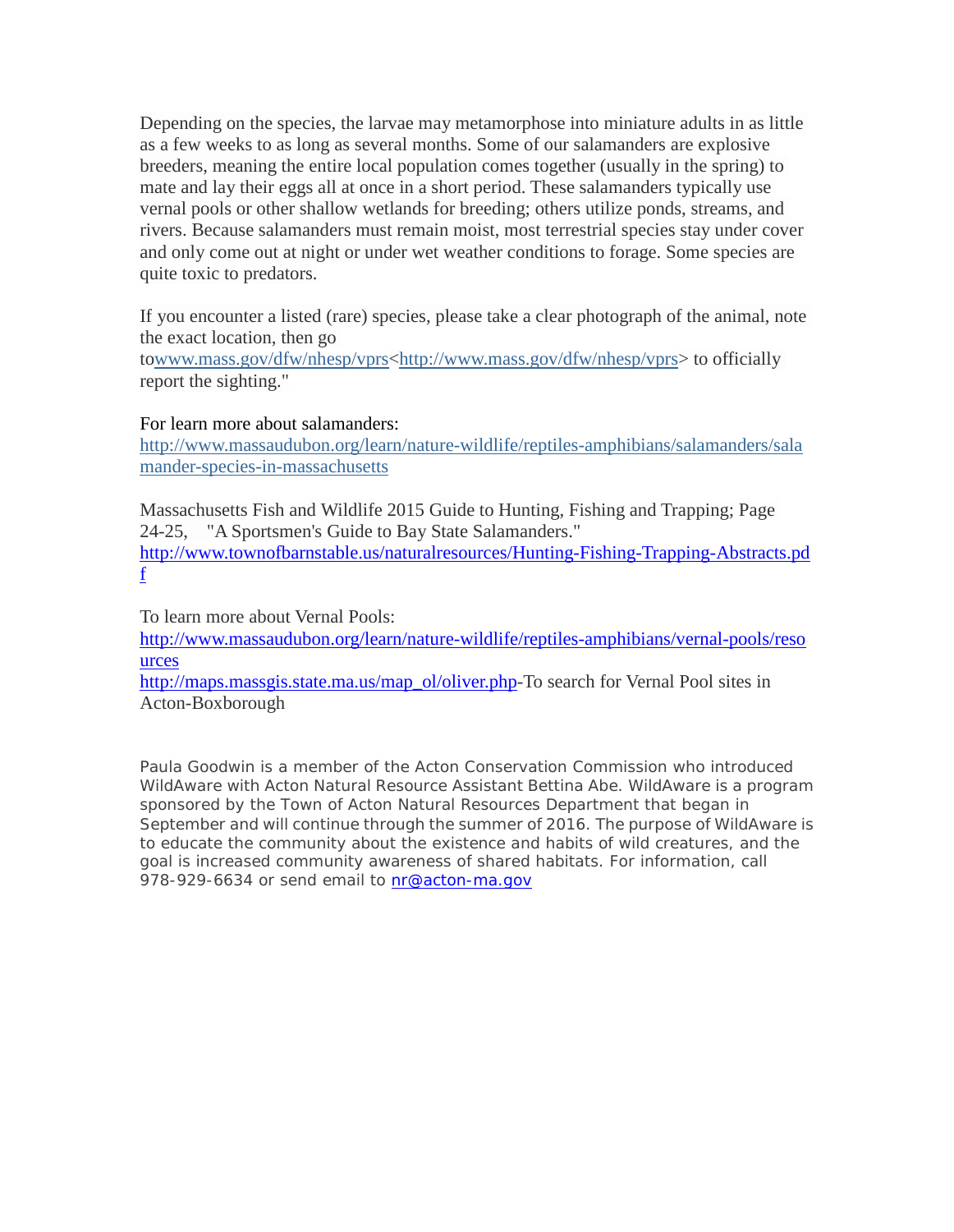Depending on the species, the larvae may metamorphose into miniature adults in as little as a few weeks to as long as several months. Some of our salamanders are explosive breeders, meaning the entire local population comes together (usually in the spring) to mate and lay their eggs all at once in a short period. These salamanders typically use vernal pools or other shallow wetlands for breeding; others utilize ponds, streams, and rivers. Because salamanders must remain moist, most terrestrial species stay under cover and only come out at night or under wet weather conditions to forage. Some species are quite toxic to predators.

If you encounter a listed (rare) species, please take a clear photograph of the animal, note the exact location, then go towww.mass.gov/dfw/nhesp/vprs<http://www.mass.gov/dfw/nhesp/vprs> to officially report the sighting."

For learn more about salamanders:
http://www.massaudubon.org/learn/nature-wildlife/reptiles-amphibians/salamanders/salamander-species-in-massachusetts

Massachusetts Fish and Wildlife 2015 Guide to Hunting, Fishing and Trapping; Page 24-25, "A Sportsmen's Guide to Bay State Salamanders."
http://www.townofbarnstable.us/naturalresources/Hunting-Fishing-Trapping-Abstracts.pdf

To learn more about Vernal Pools:
http://www.massaudubon.org/learn/nature-wildlife/reptiles-amphibians/vernal-pools/resources
http://maps.massgis.state.ma.us/map_ol/oliver.php-To search for Vernal Pool sites in Acton-Boxborough

Paula Goodwin is a member of the Acton Conservation Commission who introduced WildAware with Acton Natural Resource Assistant Bettina Abe. WildAware is a program sponsored by the Town of Acton Natural Resources Department that began in September and will continue through the summer of 2016. The purpose of WildAware is to educate the community about the existence and habits of wild creatures, and the goal is increased community awareness of shared habitats. For information, call 978-929-6634 or send email to nr@acton-ma.gov